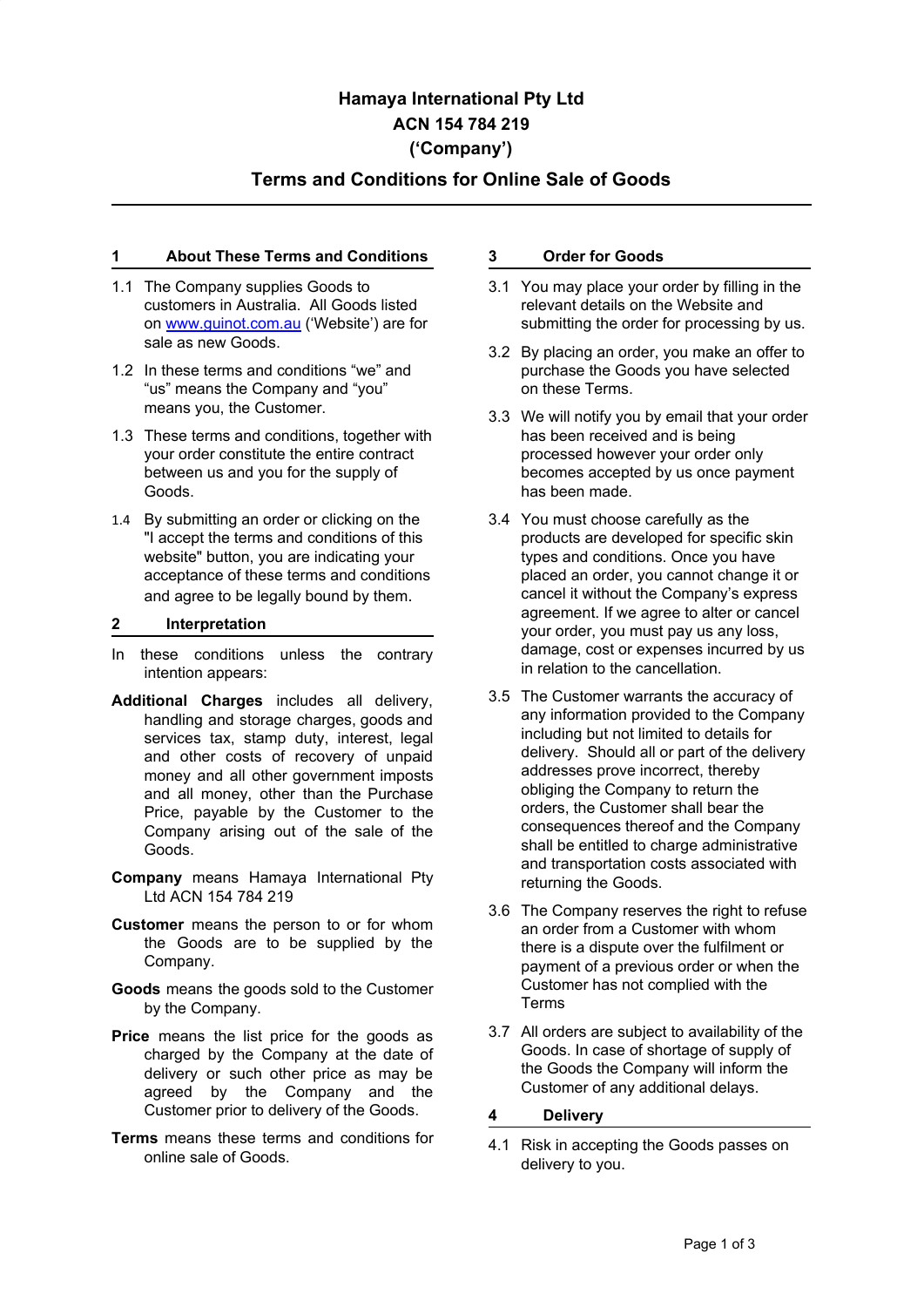# Hamaya International Pty Ltd
# ACN 154 784 219
# ('Company')

## Terms and Conditions for Online Sale of Goods

### 1 About These Terms and Conditions

1.1 The Company supplies Goods to customers in Australia. All Goods listed on [www.guinot.com.au](http://www.guinot.com.au) ('Website') are for sale as new Goods.

1.2 In these terms and conditions "we" and "us" means the Company and "you" means you, the Customer.

1.3 These terms and conditions, together with your order constitute the entire contract between us and you for the supply of Goods.

1.4 By submitting an order or clicking on the "I accept the terms and conditions of this website" button, you are indicating your acceptance of these terms and conditions and agree to be legally bound by them.

### 2 Interpretation

In these conditions unless the contrary intention appears:

**Additional Charges** includes all delivery, handling and storage charges, goods and services tax, stamp duty, interest, legal and other costs of recovery of unpaid money and all other government imposts and all money, other than the Purchase Price, payable by the Customer to the Company arising out of the sale of the Goods.

**Company** means Hamaya International Pty Ltd ACN 154 784 219

**Customer** means the person to or for whom the Goods are to be supplied by the Company.

**Goods** means the goods sold to the Customer by the Company.

**Price** means the list price for the goods as charged by the Company at the date of delivery or such other price as may be agreed by the Company and the Customer prior to delivery of the Goods.

**Terms** means these terms and conditions for online sale of Goods.

### 3 Order for Goods

3.1 You may place your order by filling in the relevant details on the Website and submitting the order for processing by us.

3.2 By placing an order, you make an offer to purchase the Goods you have selected on these Terms.

3.3 We will notify you by email that your order has been received and is being processed however your order only becomes accepted by us once payment has been made.

3.4 You must choose carefully as the products are developed for specific skin types and conditions. Once you have placed an order, you cannot change it or cancel it without the Company's express agreement. If we agree to alter or cancel your order, you must pay us any loss, damage, cost or expenses incurred by us in relation to the cancellation.

3.5 The Customer warrants the accuracy of any information provided to the Company including but not limited to details for delivery. Should all or part of the delivery addresses prove incorrect, thereby obliging the Company to return the orders, the Customer shall bear the consequences thereof and the Company shall be entitled to charge administrative and transportation costs associated with returning the Goods.

3.6 The Company reserves the right to refuse an order from a Customer with whom there is a dispute over the fulfilment or payment of a previous order or when the Customer has not complied with the Terms

3.7 All orders are subject to availability of the Goods. In case of shortage of supply of the Goods the Company will inform the Customer of any additional delays.

### 4 Delivery

4.1 Risk in accepting the Goods passes on delivery to you.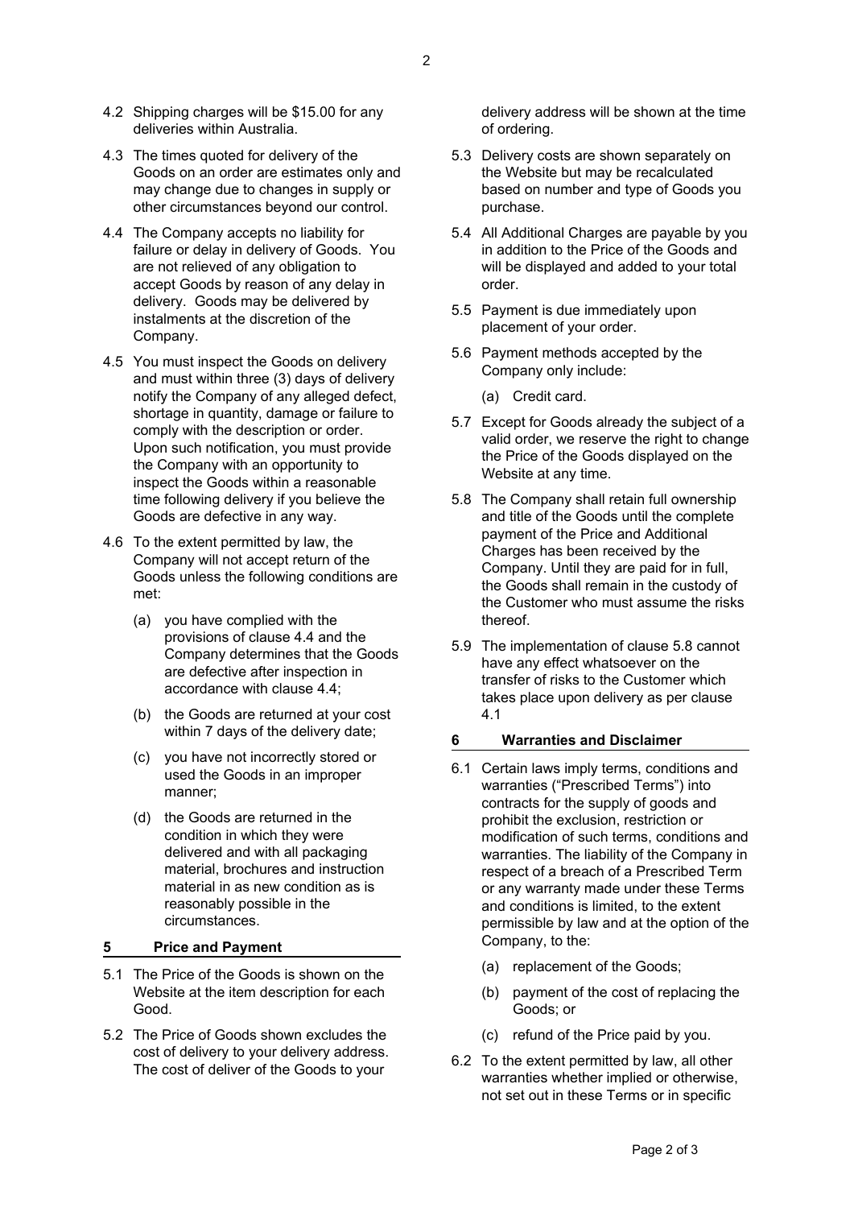4.2 Shipping charges will be $15.00 for any deliveries within Australia.

4.3 The times quoted for delivery of the Goods on an order are estimates only and may change due to changes in supply or other circumstances beyond our control.

4.4 The Company accepts no liability for failure or delay in delivery of Goods. You are not relieved of any obligation to accept Goods by reason of any delay in delivery. Goods may be delivered by instalments at the discretion of the Company.

4.5 You must inspect the Goods on delivery and must within three (3) days of delivery notify the Company of any alleged defect, shortage in quantity, damage or failure to comply with the description or order. Upon such notification, you must provide the Company with an opportunity to inspect the Goods within a reasonable time following delivery if you believe the Goods are defective in any way.

4.6 To the extent permitted by law, the Company will not accept return of the Goods unless the following conditions are met:

(a) you have complied with the provisions of clause 4.4 and the Company determines that the Goods are defective after inspection in accordance with clause 4.4;

(b) the Goods are returned at your cost within 7 days of the delivery date;

(c) you have not incorrectly stored or used the Goods in an improper manner;

(d) the Goods are returned in the condition in which they were delivered and with all packaging material, brochures and instruction material in as new condition as is reasonably possible in the circumstances.

## 5 Price and Payment

5.1 The Price of the Goods is shown on the Website at the item description for each Good.

5.2 The Price of Goods shown excludes the cost of delivery to your delivery address. The cost of deliver of the Goods to your delivery address will be shown at the time of ordering.

5.3 Delivery costs are shown separately on the Website but may be recalculated based on number and type of Goods you purchase.

5.4 All Additional Charges are payable by you in addition to the Price of the Goods and will be displayed and added to your total order.

5.5 Payment is due immediately upon placement of your order.

5.6 Payment methods accepted by the Company only include:

(a) Credit card.

5.7 Except for Goods already the subject of a valid order, we reserve the right to change the Price of the Goods displayed on the Website at any time.

5.8 The Company shall retain full ownership and title of the Goods until the complete payment of the Price and Additional Charges has been received by the Company. Until they are paid for in full, the Goods shall remain in the custody of the Customer who must assume the risks thereof.

5.9 The implementation of clause 5.8 cannot have any effect whatsoever on the transfer of risks to the Customer which takes place upon delivery as per clause 4.1

## 6 Warranties and Disclaimer

6.1 Certain laws imply terms, conditions and warranties ("Prescribed Terms") into contracts for the supply of goods and prohibit the exclusion, restriction or modification of such terms, conditions and warranties. The liability of the Company in respect of a breach of a Prescribed Term or any warranty made under these Terms and conditions is limited, to the extent permissible by law and at the option of the Company, to the:

(a) replacement of the Goods;

(b) payment of the cost of replacing the Goods; or

(c) refund of the Price paid by you.

6.2 To the extent permitted by law, all other warranties whether implied or otherwise, not set out in these Terms or in specific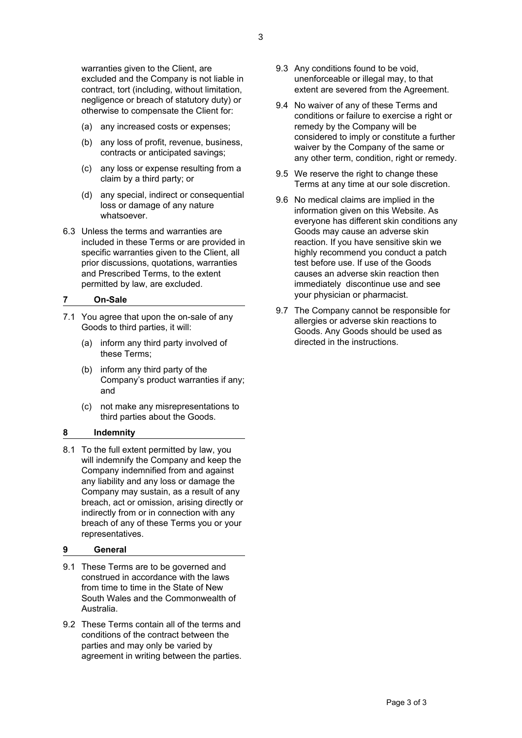warranties given to the Client, are excluded and the Company is not liable in contract, tort (including, without limitation, negligence or breach of statutory duty) or otherwise to compensate the Client for:

(a) any increased costs or expenses;

(b) any loss of profit, revenue, business, contracts or anticipated savings;

(c) any loss or expense resulting from a claim by a third party; or

(d) any special, indirect or consequential loss or damage of any nature whatsoever.

6.3 Unless the terms and warranties are included in these Terms or are provided in specific warranties given to the Client, all prior discussions, quotations, warranties and Prescribed Terms, to the extent permitted by law, are excluded.

## 7 On-Sale

7.1 You agree that upon the on-sale of any Goods to third parties, it will:

(a) inform any third party involved of these Terms;

(b) inform any third party of the Company's product warranties if any; and

(c) not make any misrepresentations to third parties about the Goods.

## 8 Indemnity

8.1 To the full extent permitted by law, you will indemnify the Company and keep the Company indemnified from and against any liability and any loss or damage the Company may sustain, as a result of any breach, act or omission, arising directly or indirectly from or in connection with any breach of any of these Terms you or your representatives.

## 9 General

9.1 These Terms are to be governed and construed in accordance with the laws from time to time in the State of New South Wales and the Commonwealth of Australia.

9.2 These Terms contain all of the terms and conditions of the contract between the parties and may only be varied by agreement in writing between the parties.

9.3 Any conditions found to be void, unenforceable or illegal may, to that extent are severed from the Agreement.

9.4 No waiver of any of these Terms and conditions or failure to exercise a right or remedy by the Company will be considered to imply or constitute a further waiver by the Company of the same or any other term, condition, right or remedy.

9.5 We reserve the right to change these Terms at any time at our sole discretion.

9.6 No medical claims are implied in the information given on this Website. As everyone has different skin conditions any Goods may cause an adverse skin reaction. If you have sensitive skin we highly recommend you conduct a patch test before use. If use of the Goods causes an adverse skin reaction then immediately discontinue use and see your physician or pharmacist.

9.7 The Company cannot be responsible for allergies or adverse skin reactions to Goods. Any Goods should be used as directed in the instructions.